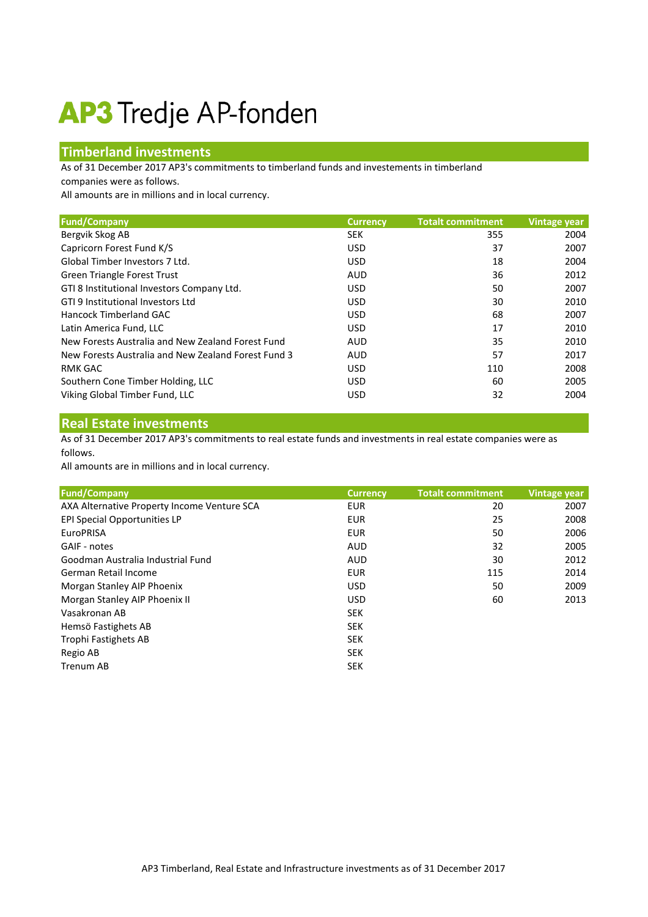# AP3 Tredje AP-fonden

## Timberland investments

As of 31 December 2017 AP3's commitments to timberland funds and investements in timberland companies were as follows.
All amounts are in millions and in local currency.

| Fund/Company | Currency | Totalt commitment | Vintage year |
|---|---|---|---|
| Bergvik Skog AB | SEK | 355 | 2004 |
| Capricorn Forest Fund K/S | USD | 37 | 2007 |
| Global Timber Investors 7 Ltd. | USD | 18 | 2004 |
| Green Triangle Forest Trust | AUD | 36 | 2012 |
| GTI 8 Institutional Investors Company Ltd. | USD | 50 | 2007 |
| GTI 9 Institutional Investors Ltd | USD | 30 | 2010 |
| Hancock Timberland GAC | USD | 68 | 2007 |
| Latin America Fund, LLC | USD | 17 | 2010 |
| New Forests Australia and New Zealand Forest Fund | AUD | 35 | 2010 |
| New Forests Australia and New Zealand Forest Fund 3 | AUD | 57 | 2017 |
| RMK GAC | USD | 110 | 2008 |
| Southern Cone Timber Holding, LLC | USD | 60 | 2005 |
| Viking Global Timber Fund, LLC | USD | 32 | 2004 |

## Real Estate investments

As of 31 December 2017 AP3's commitments to real estate funds and investments in real estate companies were as follows.
All amounts are in millions and in local currency.

| Fund/Company | Currency | Totalt commitment | Vintage year |
|---|---|---|---|
| AXA Alternative Property Income Venture SCA | EUR | 20 | 2007 |
| EPI Special Opportunities LP | EUR | 25 | 2008 |
| EuroPRISA | EUR | 50 | 2006 |
| GAIF - notes | AUD | 32 | 2005 |
| Goodman Australia Industrial Fund | AUD | 30 | 2012 |
| German Retail Income | EUR | 115 | 2014 |
| Morgan Stanley AIP Phoenix | USD | 50 | 2009 |
| Morgan Stanley AIP Phoenix II | USD | 60 | 2013 |
| Vasakronan AB | SEK | | |
| Hemsö Fastighets AB | SEK | | |
| Trophi Fastighets AB | SEK | | |
| Regio AB | SEK | | |
| Trenum AB | SEK | | |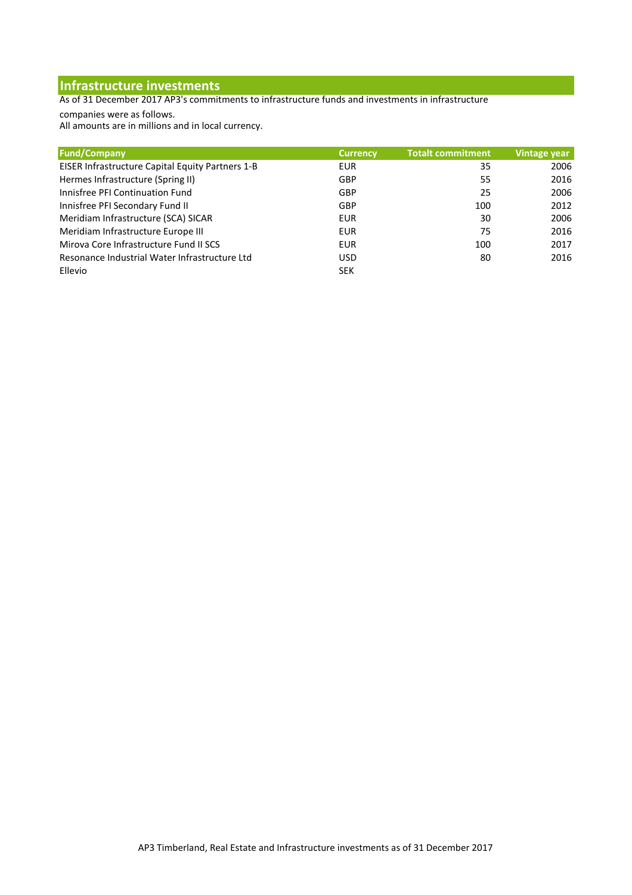## Infrastructure investments

As of 31 December 2017 AP3's commitments to infrastructure funds and investments in infrastructure companies were as follows.
All amounts are in millions and in local currency.

| Fund/Company | Currency | Totalt commitment | Vintage year |
|---|---|---|---|
| EISER Infrastructure Capital Equity Partners 1-B | EUR | 35 | 2006 |
| Hermes Infrastructure (Spring II) | GBP | 55 | 2016 |
| Innisfree PFI Continuation Fund | GBP | 25 | 2006 |
| Innisfree PFI Secondary Fund II | GBP | 100 | 2012 |
| Meridiam Infrastructure (SCA) SICAR | EUR | 30 | 2006 |
| Meridiam Infrastructure Europe III | EUR | 75 | 2016 |
| Mirova Core Infrastructure Fund II SCS | EUR | 100 | 2017 |
| Resonance Industrial Water Infrastructure Ltd | USD | 80 | 2016 |
| Ellevio | SEK | | |

AP3 Timberland, Real Estate and Infrastructure investments as of 31 December 2017